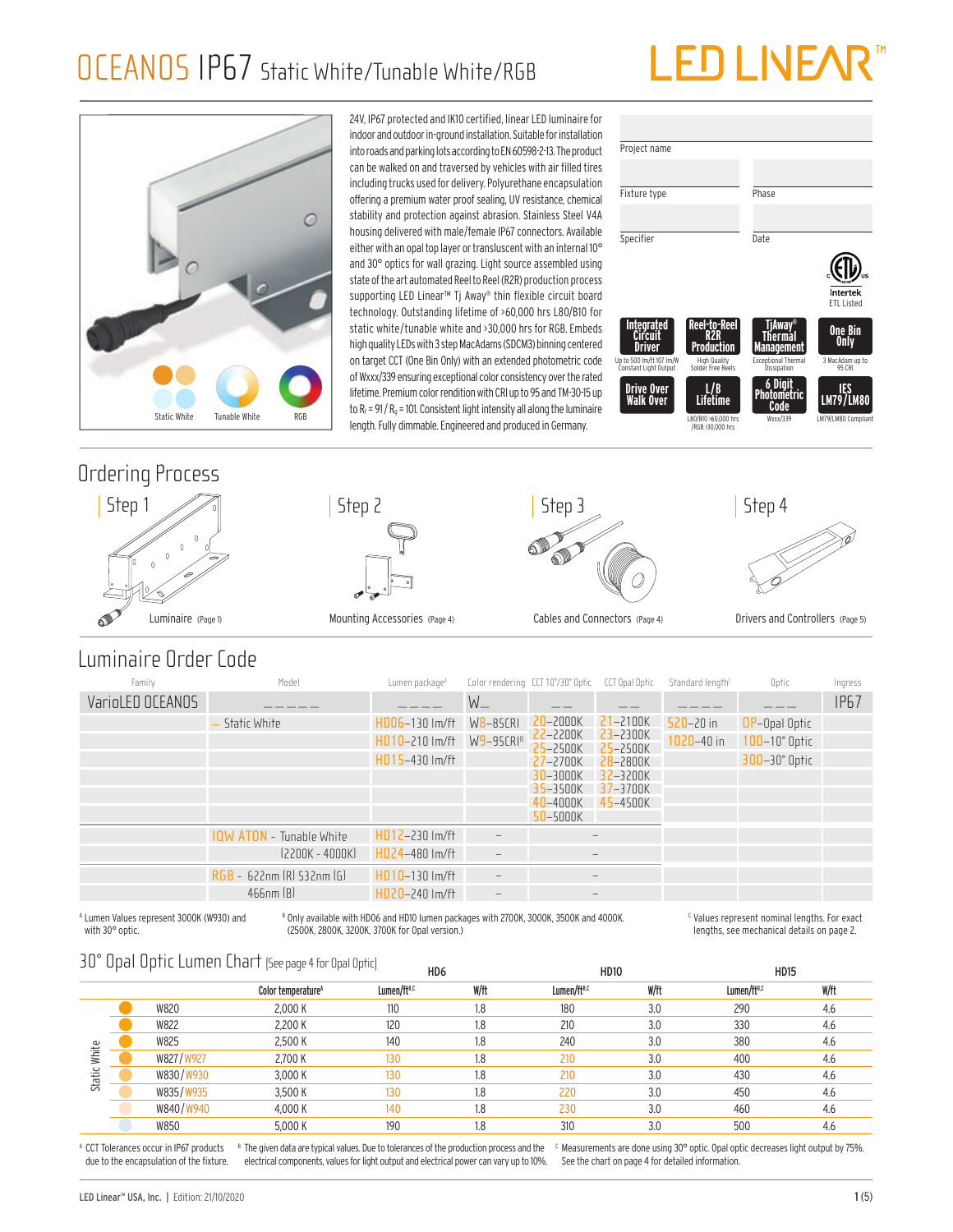# OCEANOS IP67 Static White/Tunable White/RGB

LED LINEAR™

Static White | Tunable White | RGB

24V, IP67 protected and IK10 certified, linear LED luminaire for indoor and outdoor in-ground installation. Suitable for installation into roads and parking lots according to EN 60598-2-13. The product can be walked on and traversed by vehicles with air filled tires including trucks used for delivery. Polyurethane encapsulation offering a premium water proof sealing, UV resistance, chemical stability and protection against abrasion. Stainless Steel V4A housing delivered with male/female IP67 connectors. Available either with an opal top layer or transluscent with an internal 10° and 30° optics for wall grazing. Light source assembled using state of the art automated Reel to Reel (R2R) production process supporting LED Linear™ Tj Away® thin flexible circuit board technology. Outstanding lifetime of >60,000 hrs L80/B10 for static white/tunable white and >30,000 hrs for RGB. Embeds high quality LEDs with 3 step MacAdams (SDCM3) binning centered on target CCT (One Bin Only) with an extended photometric code of Wxxx/339 ensuring exceptional color consistency over the rated lifetime. Premium color rendition with CRI up to 95 and TM-30-15 up to $R_f$ = 91 / $R_g$ = 101. Consistent light intensity all along the luminaire length. Fully dimmable. Engineered and produced in Germany.

| Project name | |
|---|---|
| Fixture type | Phase |
| Specifier | Date |

Intertek ETL Listed

- **Integrated Circuit Driver** – Up to 500 lm/ft 107 lm/W Constant Light Output
- **Reel-to-Reel R2R Production** – High Quality Solder Free Reels
- **TjAway® Thermal Management** – Exceptional Thermal Dissipation
- **One Bin Only** – 3 MacAdam up to 95 CRI
- **Drive Over Walk Over**
- **L/B Lifetime** – L80/B10 >60,000 hrs /RGB >30,000 hrs
- **6 Digit Photometric Code** – Wxxx/339
- **IES LM79/LM80** – LM79/LM80 Compliant

## Ordering Process

- Step 1 – Luminaire (Page 1)
- Step 2 – Mounting Accessories (Page 4)
- Step 3 – Cables and Connectors (Page 4)
- Step 4 – Drivers and Controllers (Page 5)

## Luminaire Order Code

| Family | Model | Lumen package[A] | Color rendering | CCT 10°/30° Optic | CCT Opal Optic | Standard length[C] | Optic | Ingress |
|---|---|---|---|---|---|---|---|---|
| VarioLED OCEANOS | _ _ _ _ _ | _ _ _ _ | W_ | _ _ | _ _ | _ _ _ _ | _ _ _ | IP67 |
| | – Static White | HD06–130 lm/ft | W8–85CRI | 20–2000K | 21–2100K | 520–20 in | OP–Opal Optic | |
| | | HD10–210 lm/ft | W9–95CRI[B] | 22–2200K | 23–2300K | 1020–40 in | 100–10° Optic | |
| | | HD15–430 lm/ft | | 25–2500K | 25–2500K | | 300–30° Optic | |
| | | | | 27–2700K | 28–2800K | | | |
| | | | | 30–3000K | 32–3200K | | | |
| | | | | 35–3500K | 37–3700K | | | |
| | | | | 40–4000K | 45–4500K | | | |
| | | | | 50–5000K | | | | |
| | IQW ATON - Tunable White (2200K - 4000K) | HD12–230 lm/ft | – | – | | | | |
| | | HD24–480 lm/ft | – | – | | | | |
| | RGB - 622nm (R) 532nm (G) 466nm (B) | HD10–130 lm/ft | – | – | | | | |
| | | HD20–240 lm/ft | – | – | | | | |

[A] Lumen Values represent 3000K (W930) and with 30° optic.

[B] Only available with HD06 and HD10 lumen packages with 2700K, 3000K, 3500K and 4000K. (2500K, 2800K, 3200K, 3700K for Opal version.)

[C] Values represent nominal lengths. For exact lengths, see mechanical details on page 2.

## 30° Opal Optic Lumen Chart (See page 4 for Opal Optic)

| | | Color temperature[A] | HD6 Lumen/ft[B,C] | HD6 W/ft | HD10 Lumen/ft[B,C] | HD10 W/ft | HD15 Lumen/ft[B,C] | HD15 W/ft |
|---|---|---|---|---|---|---|---|---|
| Static White | W820 | 2,000 K | 110 | 1.8 | 180 | 3.0 | 290 | 4.6 |
| | W822 | 2,200 K | 120 | 1.8 | 210 | 3.0 | 330 | 4.6 |
| | W825 | 2,500 K | 140 | 1.8 | 240 | 3.0 | 380 | 4.6 |
| | W827/W927 | 2,700 K | 130 | 1.8 | 210 | 3.0 | 400 | 4.6 |
| | W830/W930 | 3,000 K | 130 | 1.8 | 210 | 3.0 | 430 | 4.6 |
| | W835/W935 | 3,500 K | 130 | 1.8 | 220 | 3.0 | 450 | 4.6 |
| | W840/W940 | 4,000 K | 140 | 1.8 | 230 | 3.0 | 460 | 4.6 |
| | W850 | 5,000 K | 190 | 1.8 | 310 | 3.0 | 500 | 4.6 |

[A] CCT Tolerances occur in IP67 products due to the encapsulation of the fixture.

[B] The given data are typical values. Due to tolerances of the production process and the electrical components, values for light output and electrical power can vary up to 10%.

[C] Measurements are done using 30° optic. Opal optic decreases light output by 75%. See the chart on page 4 for detailed information.

LED Linear™ USA, Inc. | Edition: 21/10/2020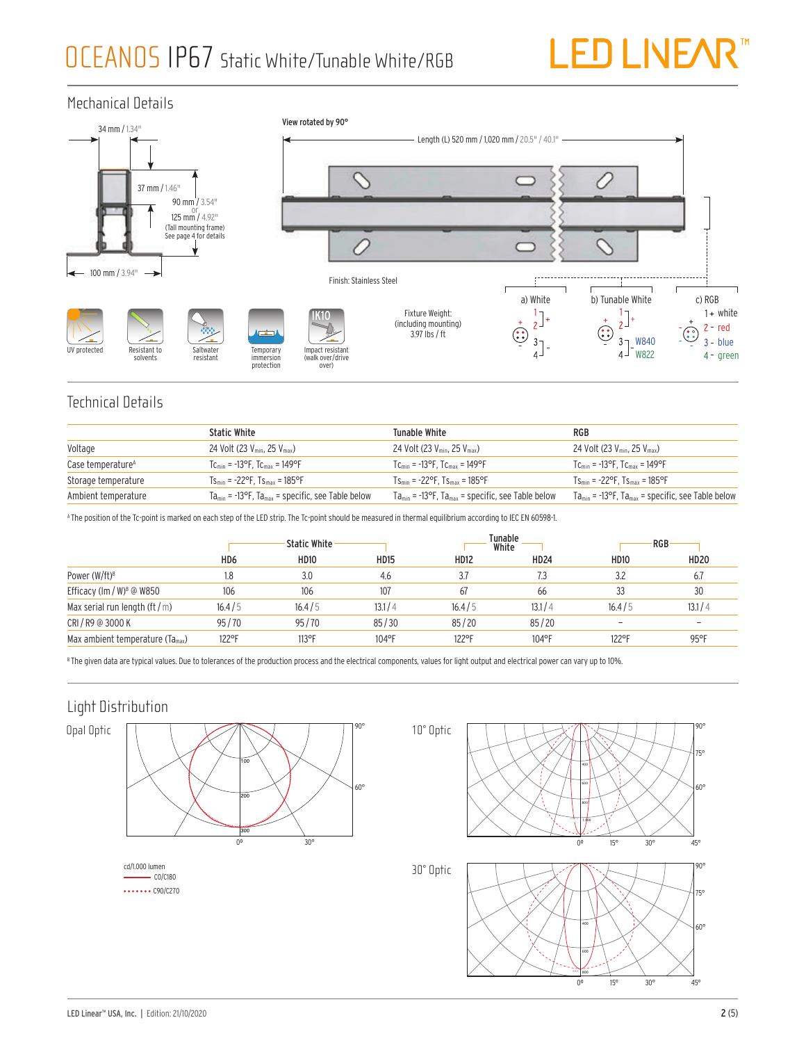# OCEANOS IP67 Static White/Tunable White/RGB

LED LINEAR™

## Mechanical Details

34 mm / 1.34"

37 mm / 1.46"

90 mm / 3.54" or 125 mm / 4.92" (Tall mounting frame) See page 4 for details

100 mm / 3.94"

View rotated by 90°

Length (L) 520 mm / 1,020 mm / 20.5" / 40.1"

Finish: Stainless Steel

UV protected | Resistant to solvents | Saltwater resistant | Temporary immersion protection | IK10 Impact resistant (walk over/drive over)

Fixture Weight: (including mounting) 3.97 lbs / ft

a) White: 1, 2 +; 3, 4 -

b) Tunable White: 1, 2 +; 3 - W840; 4 - W822

c) RGB: 1 + white; 2 - red; 3 - blue; 4 - green

## Technical Details

| | Static White | Tunable White | RGB |
|---|---|---|---|
| Voltage | 24 Volt (23 $V_{min}$, 25 $V_{max}$) | 24 Volt (23 $V_{min}$, 25 $V_{max}$) | 24 Volt (23 $V_{min}$, 25 $V_{max}$) |
| Case temperature[A] | $Tc_{min}$ = -13°F, $Tc_{max}$ = 149°F | $Tc_{min}$ = -13°F, $Tc_{max}$ = 149°F | $Tc_{min}$ = -13°F, $Tc_{max}$ = 149°F |
| Storage temperature | $Ts_{min}$ = -22°F, $Ts_{max}$ = 185°F | $Ts_{min}$ = -22°F, $Ts_{max}$ = 185°F | $Ts_{min}$ = -22°F, $Ts_{max}$ = 185°F |
| Ambient temperature | $Ta_{min}$ = -13°F, $Ta_{max}$ = specific, see Table below | $Ta_{min}$ = -13°F, $Ta_{max}$ = specific, see Table below | $Ta_{min}$ = -13°F, $Ta_{max}$ = specific, see Table below |

[A] The position of the Tc-point is marked on each step of the LED strip. The Tc-point should be measured in thermal equilibrium according to IEC EN 60598-1.

| | Static White | | | Tunable White | | RGB | |
|---|---|---|---|---|---|---|---|
| | HD6 | HD10 | HD15 | HD12 | HD24 | HD10 | HD20 |
| Power (W/ft)[B] | 1.8 | 3.0 | 4.6 | 3.7 | 7.3 | 3.2 | 6.7 |
| Efficacy (lm / W)[B] @ W850 | 106 | 106 | 107 | 67 | 66 | 33 | 30 |
| Max serial run length (ft / m) | 16.4 / 5 | 16.4 / 5 | 13.1 / 4 | 16.4 / 5 | 13.1 / 4 | 16.4 / 5 | 13.1 / 4 |
| CRI / R9 @ 3000 K | 95 / 70 | 95 / 70 | 85 / 30 | 85 / 20 | 85 / 20 | – | – |
| Max ambient temperature ($Ta_{max}$) | 122°F | 113°F | 104°F | 122°F | 104°F | 122°F | 95°F |

[B] The given data are typical values. Due to tolerances of the production process and the electrical components, values for light output and electrical power can vary up to 10%.

## Light Distribution

Opal Optic

10° Optic

30° Optic

cd/1,000 lumen
—— C0/C180
······· C90/C270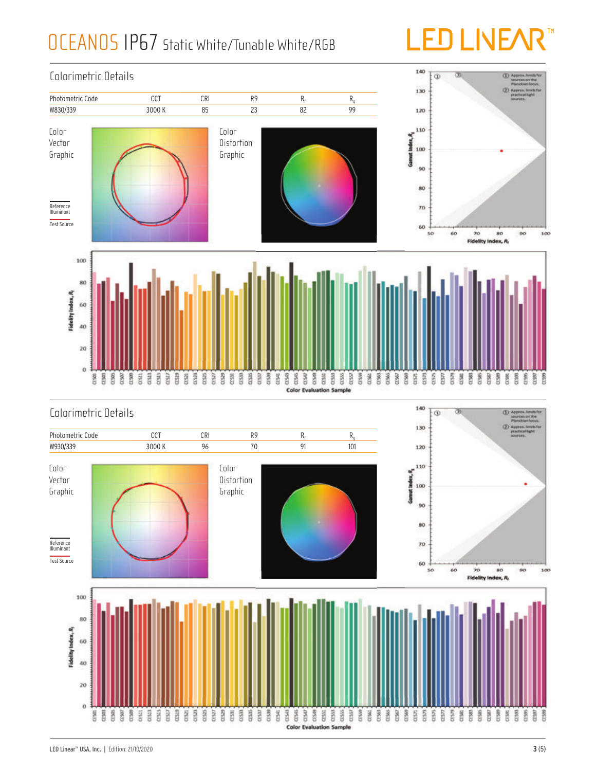# OCEANOS IP67 Static White/Tunable White/RGB

## Colorimetric Details

| Photometric Code | CCT | CRI | R9 | $R_f$ | $R_g$ |
|---|---|---|---|---|---|
| W830/339 | 3000 K | 85 | 23 | 82 | 99 |

Color Vector Graphic

Reference Illuminant

Test Source

Color Distortion Graphic

## Colorimetric Details

| Photometric Code | CCT | CRI | R9 | $R_f$ | $R_g$ |
|---|---|---|---|---|---|
| W930/339 | 3000 K | 96 | 70 | 91 | 101 |

Color Vector Graphic

Reference Illuminant

Test Source

Color Distortion Graphic

LED Linear™ USA, Inc. | Edition: 21/10/2020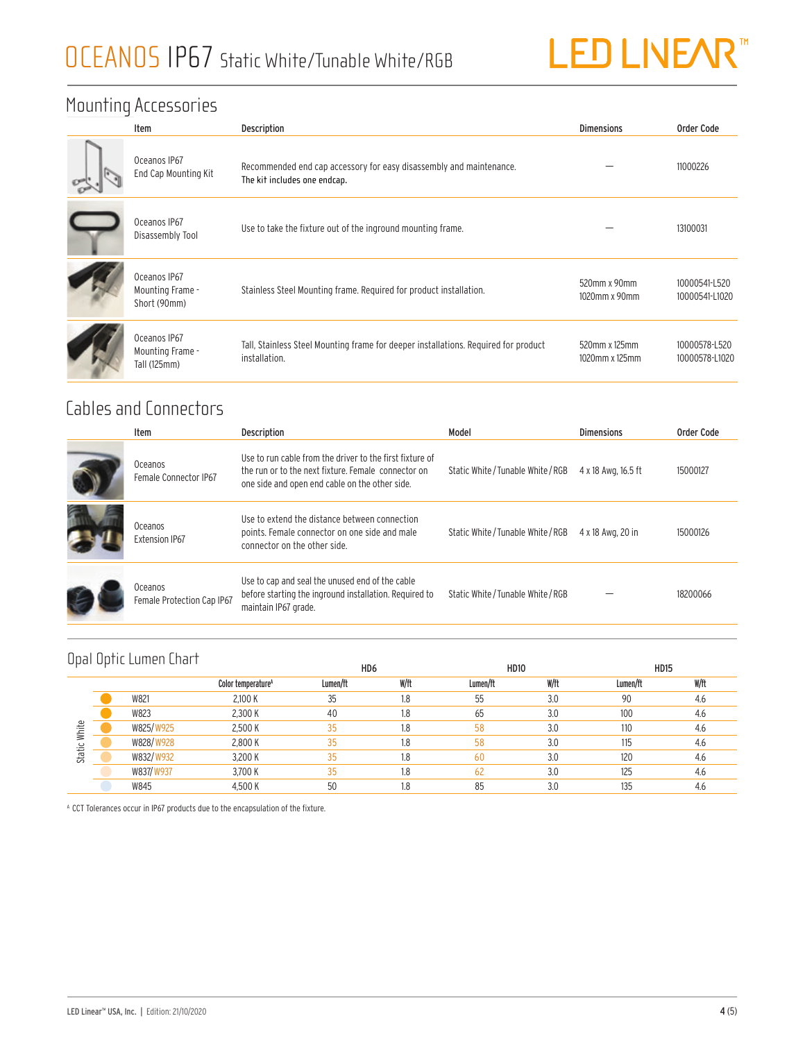# OCEANOS IP67 Static White/Tunable White/RGB

## Mounting Accessories

| Item | Description | Dimensions | Order Code |
|---|---|---|---|
| Oceanos IP67 End Cap Mounting Kit | Recommended end cap accessory for easy disassembly and maintenance. The kit includes one endcap. | — | 11000226 |
| Oceanos IP67 Disassembly Tool | Use to take the fixture out of the inground mounting frame. | — | 13100031 |
| Oceanos IP67 Mounting Frame - Short (90mm) | Stainless Steel Mounting frame. Required for product installation. | 520mm x 90mm<br>1020mm x 90mm | 10000541-L520<br>10000541-L1020 |
| Oceanos IP67 Mounting Frame - Tall (125mm) | Tall, Stainless Steel Mounting frame for deeper installations. Required for product installation. | 520mm x 125mm<br>1020mm x 125mm | 10000578-L520<br>10000578-L1020 |

## Cables and Connectors

| Item | Description | Model | Dimensions | Order Code |
|---|---|---|---|---|
| Oceanos Female Connector IP67 | Use to run cable from the driver to the first fixture of the run or to the next fixture. Female connector on one side and open end cable on the other side. | Static White / Tunable White / RGB | 4 x 18 Awg, 16.5 ft | 15000127 |
| Oceanos Extension IP67 | Use to extend the distance between connection points. Female connector on one side and male connector on the other side. | Static White / Tunable White / RGB | 4 x 18 Awg, 20 in | 15000126 |
| Oceanos Female Protection Cap IP67 | Use to cap and seal the unused end of the cable before starting the inground installation. Required to maintain IP67 grade. | Static White / Tunable White / RGB | — | 18200066 |

## Opal Optic Lumen Chart

| | | | HD6 | | HD10 | | HD15 | |
|---|---|---|---|---|---|---|---|---|
| | | Color temperature[A] | Lumen/ft | W/ft | Lumen/ft | W/ft | Lumen/ft | W/ft |
| Static White | W821 | 2,100 K | 35 | 1.8 | 55 | 3.0 | 90 | 4.6 |
| Static White | W823 | 2,300 K | 40 | 1.8 | 65 | 3.0 | 100 | 4.6 |
| Static White | W825/W925 | 2,500 K | 35 | 1.8 | 58 | 3.0 | 110 | 4.6 |
| Static White | W828/W928 | 2,800 K | 35 | 1.8 | 58 | 3.0 | 115 | 4.6 |
| Static White | W832/W932 | 3,200 K | 35 | 1.8 | 60 | 3.0 | 120 | 4.6 |
| Static White | W837/W937 | 3,700 K | 35 | 1.8 | 62 | 3.0 | 125 | 4.6 |
| Static White | W845 | 4,500 K | 50 | 1.8 | 85 | 3.0 | 135 | 4.6 |

[A] CCT Tolerances occur in IP67 products due to the encapsulation of the fixture.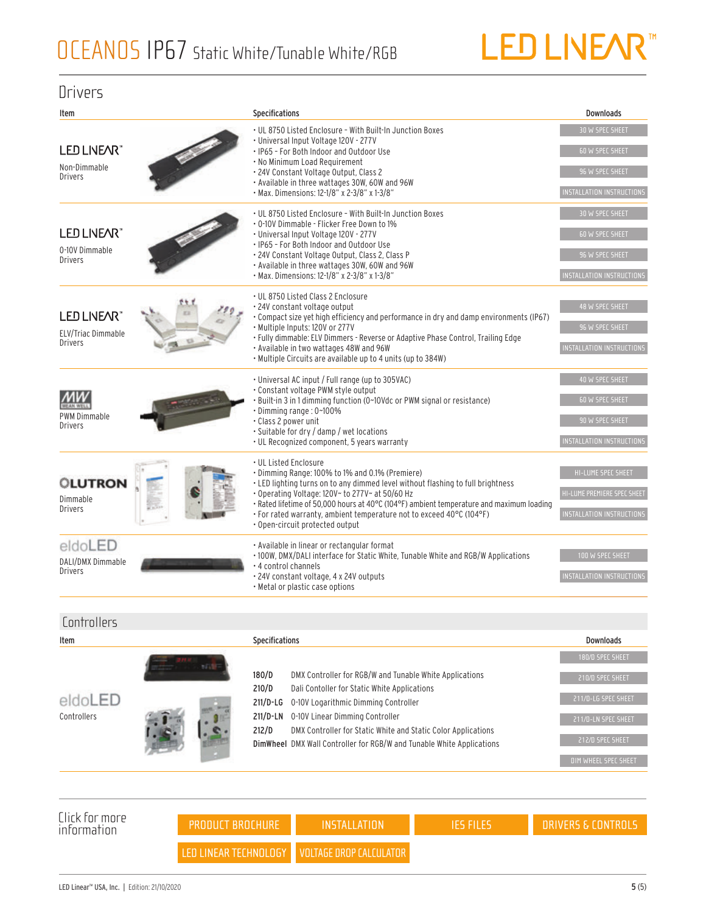# OCEANOS IP67 Static White/Tunable White/RGB

## Drivers

| Item | Specifications | Downloads |
| --- | --- | --- |
| LED LINEAR™ Non-Dimmable Drivers | • UL 8750 Listed Enclosure - With Built-In Junction Boxes<br>• Universal Input Voltage 120V - 277V<br>• IP65 - For Both Indoor and Outdoor Use<br>• No Minimum Load Requirement<br>• 24V Constant Voltage Output, Class 2<br>• Available in three wattages 30W, 60W and 96W<br>• Max. Dimensions: 12-1/8" x 2-3/8" x 1-3/8" | 30 W SPEC SHEET<br>60 W SPEC SHEET<br>96 W SPEC SHEET<br>INSTALLATION INSTRUCTIONS |
| LED LINEAR™ 0-10V Dimmable Drivers | • UL 8750 Listed Enclosure - With Built-In Junction Boxes<br>• 0-10V Dimmable - Flicker Free Down to 1%<br>• Universal Input Voltage 120V - 277V<br>• IP65 - For Both Indoor and Outdoor Use<br>• 24V Constant Voltage Output, Class 2, Class P<br>• Available in three wattages 30W, 60W and 96W<br>• Max. Dimensions: 12-1/8" x 2-3/8" x 1-3/8" | 30 W SPEC SHEET<br>60 W SPEC SHEET<br>96 W SPEC SHEET<br>INSTALLATION INSTRUCTIONS |
| LED LINEAR™ ELV/Triac Dimmable Drivers | • UL 8750 Listed Class 2 Enclosure<br>• 24V constant voltage output<br>• Compact size yet high efficiency and performance in dry and damp environments (IP67)<br>• Multiple Inputs: 120V or 277V<br>• Fully dimmable: ELV Dimmers - Reverse or Adaptive Phase Control, Trailing Edge<br>• Available in two wattages 48W and 96W<br>• Multiple Circuits are available up to 4 units (up to 384W) | 48 W SPEC SHEET<br>96 W SPEC SHEET<br>INSTALLATION INSTRUCTIONS |
| MEAN WELL PWM Dimmable Drivers | • Universal AC input / Full range (up to 305VAC)<br>• Constant voltage PWM style output<br>• Built-in 3 in 1 dimming function (0~10Vdc or PWM signal or resistance)<br>• Dimming range : 0~100%<br>• Class 2 power unit<br>• Suitable for dry / damp / wet locations<br>• UL Recognized component, 5 years warranty | 40 W SPEC SHEET<br>60 W SPEC SHEET<br>90 W SPEC SHEET<br>INSTALLATION INSTRUCTIONS |
| LUTRON Dimmable Drivers | • UL Listed Enclosure<br>• Dimming Range: 100% to 1% and 0.1% (Premiere)<br>• LED lighting turns on to any dimmed level without flashing to full brightness<br>• Operating Voltage: 120V~ to 277V~ at 50/60 Hz<br>• Rated lifetime of 50,000 hours at 40°C (104°F) ambient temperature and maximum loading<br>• For rated warranty, ambient temperature not to exceed 40°C (104°F)<br>• Open-circuit protected output | HI-LUME SPEC SHEET<br>HI-LUME PREMIERE SPEC SHEET<br>INSTALLATION INSTRUCTIONS |
| eldoLED DALI/DMX Dimmable Drivers | • Available in linear or rectangular format<br>• 100W, DMX/DALI interface for Static White, Tunable White and RGB/W Applications<br>• 4 control channels<br>• 24V constant voltage, 4 x 24V outputs<br>• Metal or plastic case options | 100 W SPEC SHEET<br>INSTALLATION INSTRUCTIONS |

## Controllers

| Item | Specifications | | Downloads |
| --- | --- | --- | --- |
| eldoLED Controllers | 180/D | DMX Controller for RGB/W and Tunable White Applications | 180/D SPEC SHEET |
| | 210/D | Dali Contoller for Static White Applications | 210/D SPEC SHEET |
| | 211/D-LG | 0-10V Logarithmic Dimming Controller | 211/D-LG SPEC SHEET |
| | 211/D-LN | 0-10V Linear Dimming Controller | 211/D-LN SPEC SHEET |
| | 212/D | DMX Controller for Static White and Static Color Applications | 212/D SPEC SHEET |
| | DimWheel | DMX Wall Controller for RGB/W and Tunable White Applications | DIM WHEEL SPEC SHEET |

Click for more information

PRODUCT BROCHURE | INSTALLATION | IES FILES | DRIVERS & CONTROLS

LED LINEAR TECHNOLOGY | VOLTAGE DROP CALCULATOR

LED Linear™ USA, Inc. | Edition: 21/10/2020